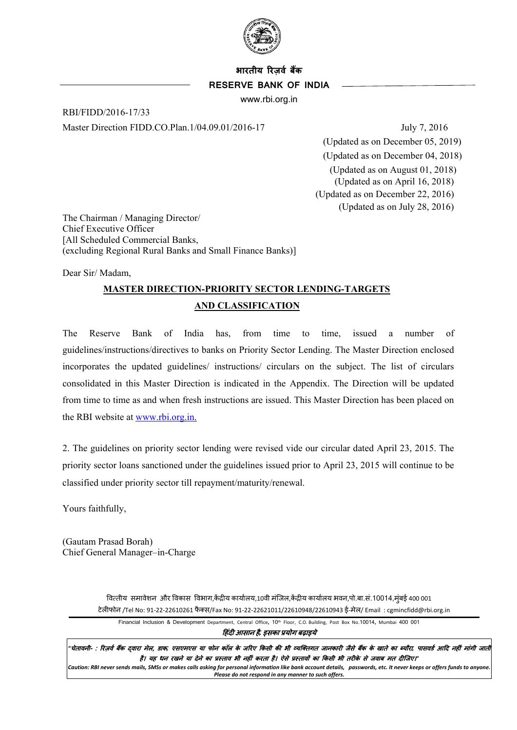भारतीय रिज़र्व बैंक

**RESERVE BANK OF INDIA**

www.rbi.org.in

RBI/FIDD/2016-17/33

Master Direction FIDD.CO.Plan.1/04.09.01/2016-17 July 7, 2016

(Updated as on December 05, 2019)
(Updated as on December 04, 2018)
(Updated as on August 01, 2018)
(Updated as on April 16, 2018)
(Updated as on December 22, 2016)
(Updated as on July 28, 2016)

The Chairman / Managing Director/
Chief Executive Officer
[All Scheduled Commercial Banks,
(excluding Regional Rural Banks and Small Finance Banks)]

Dear Sir/ Madam,

**MASTER DIRECTION-PRIORITY SECTOR LENDING-TARGETS AND CLASSIFICATION**

The Reserve Bank of India has, from time to time, issued a number of guidelines/instructions/directives to banks on Priority Sector Lending. The Master Direction enclosed incorporates the updated guidelines/ instructions/ circulars on the subject. The list of circulars consolidated in this Master Direction is indicated in the Appendix. The Direction will be updated from time to time as and when fresh instructions are issued. This Master Direction has been placed on the RBI website at www.rbi.org.in.

2. The guidelines on priority sector lending were revised vide our circular dated April 23, 2015. The priority sector loans sanctioned under the guidelines issued prior to April 23, 2015 will continue to be classified under priority sector till repayment/maturity/renewal.

Yours faithfully,

(Gautam Prasad Borah)
Chief General Manager–in-Charge

वित्तीय समावेशन और विकास विभाग,केंद्रीय कार्यालय,10वी मंजिल,केंद्रीय कार्यालय भवन,पो.बा.सं.10014,मुंबई 400 001
टेलीफोन /Tel No: 91-22-22610261 फैक्स/Fax No: 91-22-22621011/22610948/22610943 ई-मेल/ Email : cgmincfidd@rbi.org.in

Financial Inclusion & Development Department, Central Office, 10th Floor, C.O. Building, Post Box No.10014, Mumbai 400 001

*हिंदी आसान है, इसका प्रयोग बढ़ाइये*

*"चेतावनी- : रिज़र्व बैंक द्वारा मेल, डाक, एसएमएस या फोन कॉल के जरिए किसी की भी व्यक्तिगत जानकारी जैसे बैंक के खाते का ब्यौरा, पासवर्ड आदि नहीं मांगी जाती है। यह धन रखने या देने का प्रस्ताव भी नहीं करता है। ऐसे प्रस्तावों का किसी भी तरीके से जवाब मत दीजिए।"*

*Caution: RBI never sends mails, SMSs or makes calls asking for personal information like bank account details, passwords, etc. It never keeps or offers funds to anyone. Please do not respond in any manner to such offers.*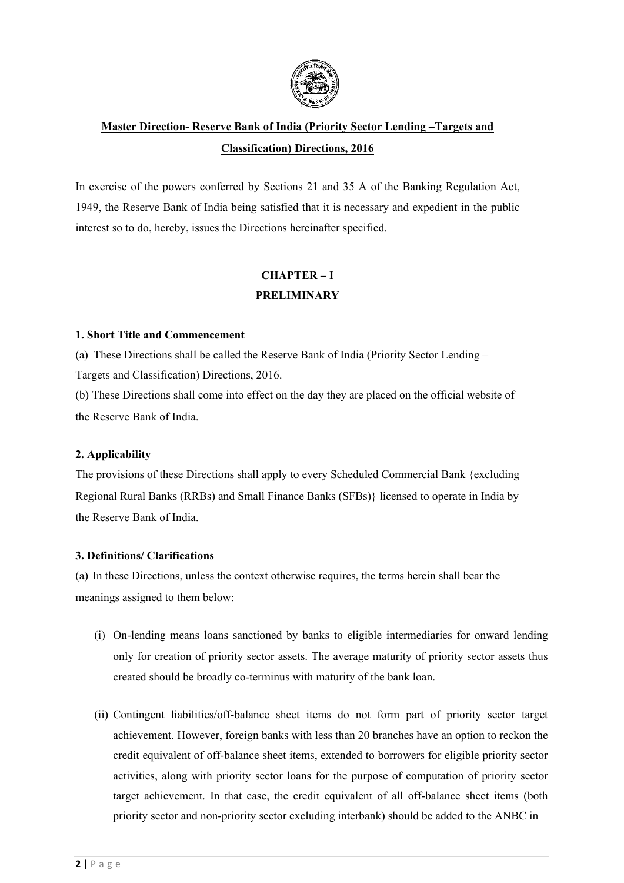**Master Direction- Reserve Bank of India (Priority Sector Lending –Targets and Classification) Directions, 2016**

In exercise of the powers conferred by Sections 21 and 35 A of the Banking Regulation Act, 1949, the Reserve Bank of India being satisfied that it is necessary and expedient in the public interest so to do, hereby, issues the Directions hereinafter specified.

## CHAPTER – I
## PRELIMINARY

### 1. Short Title and Commencement

(a) These Directions shall be called the Reserve Bank of India (Priority Sector Lending – Targets and Classification) Directions, 2016.

(b) These Directions shall come into effect on the day they are placed on the official website of the Reserve Bank of India.

### 2. Applicability

The provisions of these Directions shall apply to every Scheduled Commercial Bank {excluding Regional Rural Banks (RRBs) and Small Finance Banks (SFBs)} licensed to operate in India by the Reserve Bank of India.

### 3. Definitions/ Clarifications

(a) In these Directions, unless the context otherwise requires, the terms herein shall bear the meanings assigned to them below:

(i) On-lending means loans sanctioned by banks to eligible intermediaries for onward lending only for creation of priority sector assets. The average maturity of priority sector assets thus created should be broadly co-terminus with maturity of the bank loan.

(ii) Contingent liabilities/off-balance sheet items do not form part of priority sector target achievement. However, foreign banks with less than 20 branches have an option to reckon the credit equivalent of off-balance sheet items, extended to borrowers for eligible priority sector activities, along with priority sector loans for the purpose of computation of priority sector target achievement. In that case, the credit equivalent of all off-balance sheet items (both priority sector and non-priority sector excluding interbank) should be added to the ANBC in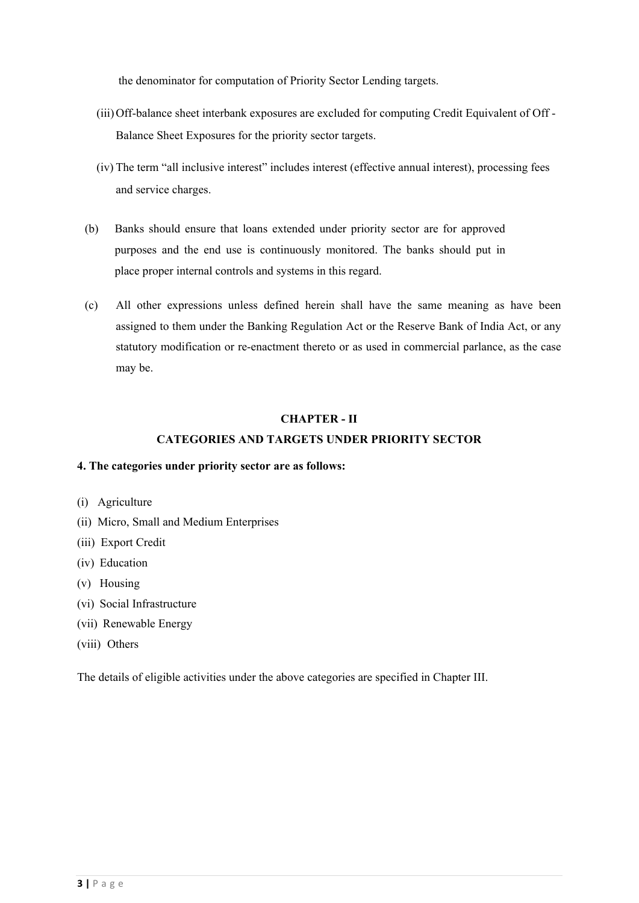the denominator for computation of Priority Sector Lending targets.

(iii) Off-balance sheet interbank exposures are excluded for computing Credit Equivalent of Off - Balance Sheet Exposures for the priority sector targets.

(iv) The term "all inclusive interest" includes interest (effective annual interest), processing fees and service charges.

(b) Banks should ensure that loans extended under priority sector are for approved purposes and the end use is continuously monitored. The banks should put in place proper internal controls and systems in this regard.

(c) All other expressions unless defined herein shall have the same meaning as have been assigned to them under the Banking Regulation Act or the Reserve Bank of India Act, or any statutory modification or re-enactment thereto or as used in commercial parlance, as the case may be.

## CHAPTER - II

## CATEGORIES AND TARGETS UNDER PRIORITY SECTOR

**4. The categories under priority sector are as follows:**

(i) Agriculture

(ii) Micro, Small and Medium Enterprises

(iii) Export Credit

(iv) Education

(v) Housing

(vi) Social Infrastructure

(vii) Renewable Energy

(viii) Others

The details of eligible activities under the above categories are specified in Chapter III.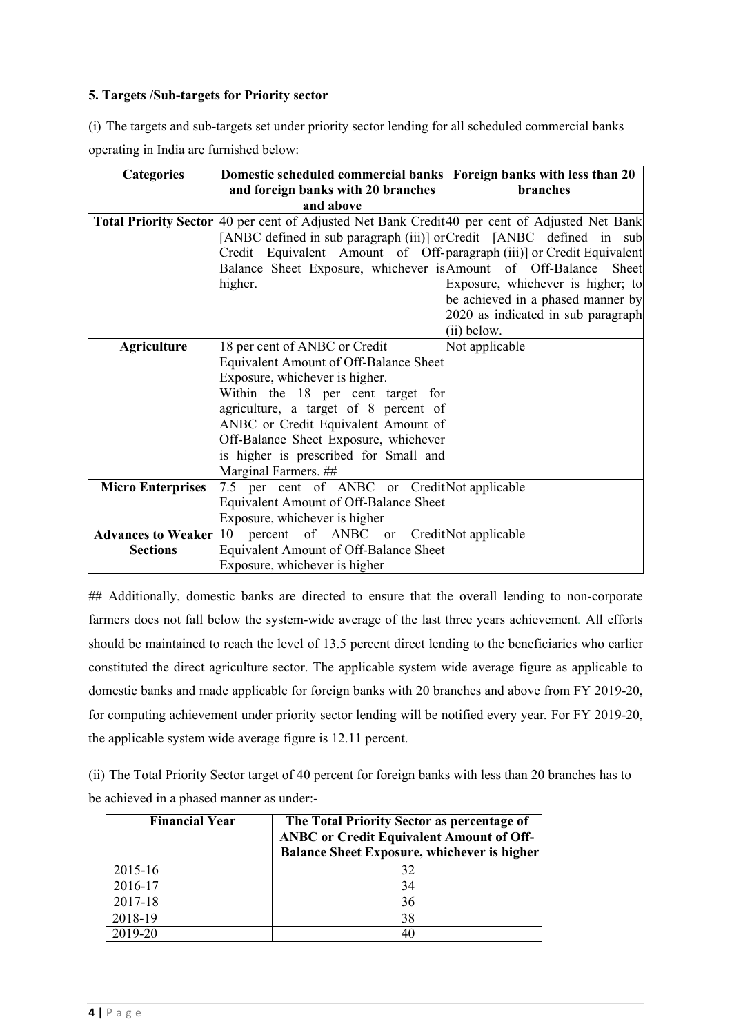**5. Targets /Sub-targets for Priority sector**

(i) The targets and sub-targets set under priority sector lending for all scheduled commercial banks operating in India are furnished below:

| Categories | Domestic scheduled commercial banks and foreign banks with 20 branches and above | Foreign banks with less than 20 branches |
|---|---|---|
| **Total Priority Sector** | 40 per cent of Adjusted Net Bank Credit [ANBC defined in sub paragraph (iii)] or Credit Equivalent Amount of Off-Balance Sheet Exposure, whichever is higher. | 40 per cent of Adjusted Net Bank Credit [ANBC defined in sub paragraph (iii)] or Credit Equivalent Amount of Off-Balance Sheet Exposure, whichever is higher; to be achieved in a phased manner by 2020 as indicated in sub paragraph (ii) below. |
| **Agriculture** | 18 per cent of ANBC or Credit Equivalent Amount of Off-Balance Sheet Exposure, whichever is higher. Within the 18 per cent target for agriculture, a target of 8 percent of ANBC or Credit Equivalent Amount of Off-Balance Sheet Exposure, whichever is higher is prescribed for Small and Marginal Farmers. ## | Not applicable |
| **Micro Enterprises** | 7.5 per cent of ANBC or Credit Equivalent Amount of Off-Balance Sheet Exposure, whichever is higher | Not applicable |
| **Advances to Weaker Sections** | 10 percent of ANBC or Credit Equivalent Amount of Off-Balance Sheet Exposure, whichever is higher | Not applicable |

## Additionally, domestic banks are directed to ensure that the overall lending to non-corporate farmers does not fall below the system-wide average of the last three years achievement. All efforts should be maintained to reach the level of 13.5 percent direct lending to the beneficiaries who earlier constituted the direct agriculture sector. The applicable system wide average figure as applicable to domestic banks and made applicable for foreign banks with 20 branches and above from FY 2019-20, for computing achievement under priority sector lending will be notified every year. For FY 2019-20, the applicable system wide average figure is 12.11 percent.

(ii) The Total Priority Sector target of 40 percent for foreign banks with less than 20 branches has to be achieved in a phased manner as under:-

| Financial Year | The Total Priority Sector as percentage of ANBC or Credit Equivalent Amount of Off-Balance Sheet Exposure, whichever is higher |
|---|---|
| 2015-16 | 32 |
| 2016-17 | 34 |
| 2017-18 | 36 |
| 2018-19 | 38 |
| 2019-20 | 40 |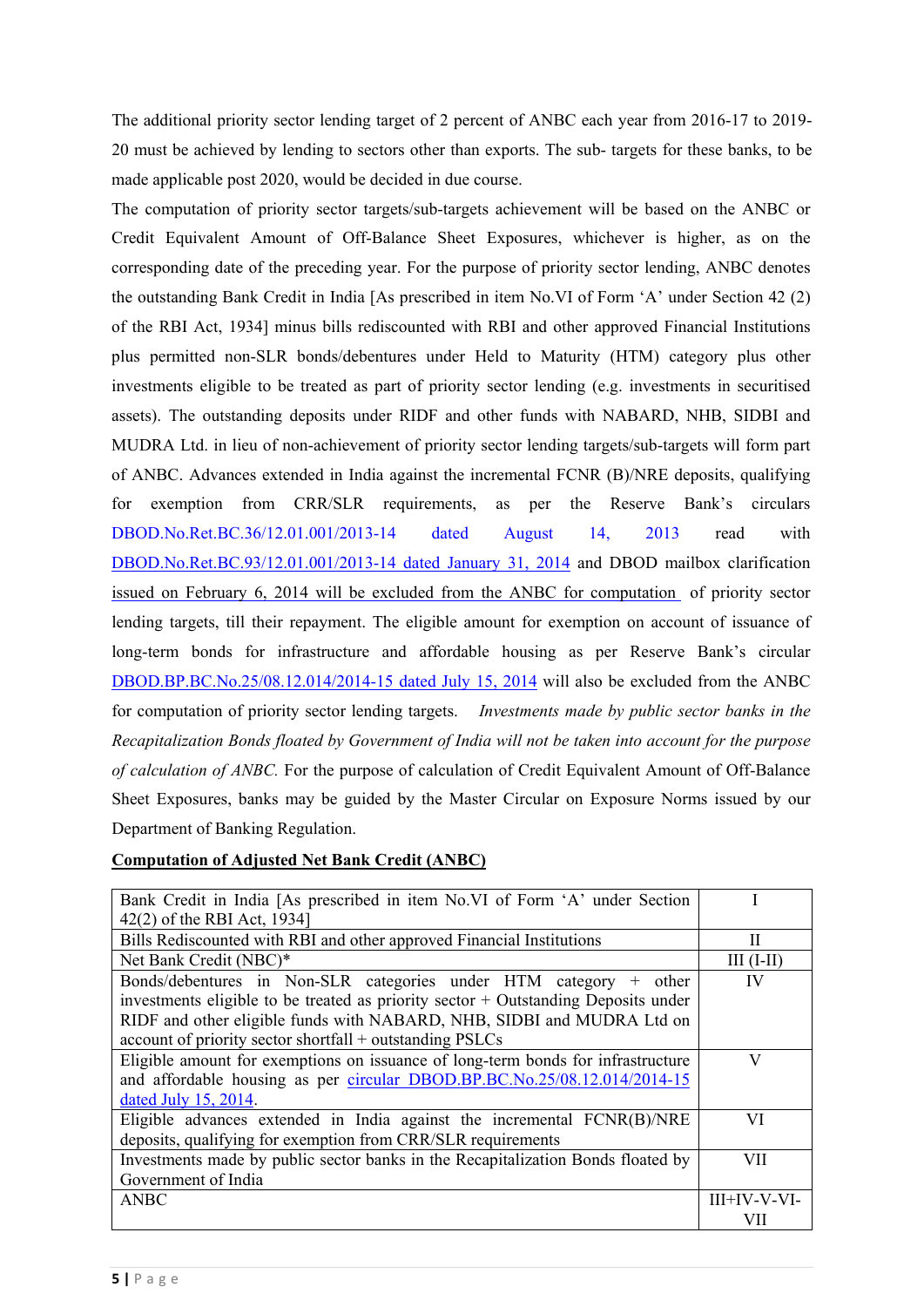The additional priority sector lending target of 2 percent of ANBC each year from 2016-17 to 2019-20 must be achieved by lending to sectors other than exports. The sub- targets for these banks, to be made applicable post 2020, would be decided in due course.

The computation of priority sector targets/sub-targets achievement will be based on the ANBC or Credit Equivalent Amount of Off-Balance Sheet Exposures, whichever is higher, as on the corresponding date of the preceding year. For the purpose of priority sector lending, ANBC denotes the outstanding Bank Credit in India [As prescribed in item No.VI of Form 'A' under Section 42 (2) of the RBI Act, 1934] minus bills rediscounted with RBI and other approved Financial Institutions plus permitted non-SLR bonds/debentures under Held to Maturity (HTM) category plus other investments eligible to be treated as part of priority sector lending (e.g. investments in securitised assets). The outstanding deposits under RIDF and other funds with NABARD, NHB, SIDBI and MUDRA Ltd. in lieu of non-achievement of priority sector lending targets/sub-targets will form part of ANBC. Advances extended in India against the incremental FCNR (B)/NRE deposits, qualifying for exemption from CRR/SLR requirements, as per the Reserve Bank's circulars DBOD.No.Ret.BC.36/12.01.001/2013-14 dated August 14, 2013 read with DBOD.No.Ret.BC.93/12.01.001/2013-14 dated January 31, 2014 and DBOD mailbox clarification issued on February 6, 2014 will be excluded from the ANBC for computation of priority sector lending targets, till their repayment. The eligible amount for exemption on account of issuance of long-term bonds for infrastructure and affordable housing as per Reserve Bank's circular DBOD.BP.BC.No.25/08.12.014/2014-15 dated July 15, 2014 will also be excluded from the ANBC for computation of priority sector lending targets. *Investments made by public sector banks in the Recapitalization Bonds floated by Government of India will not be taken into account for the purpose of calculation of ANBC.* For the purpose of calculation of Credit Equivalent Amount of Off-Balance Sheet Exposures, banks may be guided by the Master Circular on Exposure Norms issued by our Department of Banking Regulation.

**Computation of Adjusted Net Bank Credit (ANBC)**

| | |
|---|---|
| Bank Credit in India [As prescribed in item No.VI of Form 'A' under Section 42(2) of the RBI Act, 1934] | I |
| Bills Rediscounted with RBI and other approved Financial Institutions | II |
| Net Bank Credit (NBC)* | III (I-II) |
| Bonds/debentures in Non-SLR categories under HTM category + other investments eligible to be treated as priority sector + Outstanding Deposits under RIDF and other eligible funds with NABARD, NHB, SIDBI and MUDRA Ltd on account of priority sector shortfall + outstanding PSLCs | IV |
| Eligible amount for exemptions on issuance of long-term bonds for infrastructure and affordable housing as per circular DBOD.BP.BC.No.25/08.12.014/2014-15 dated July 15, 2014. | V |
| Eligible advances extended in India against the incremental FCNR(B)/NRE deposits, qualifying for exemption from CRR/SLR requirements | VI |
| Investments made by public sector banks in the Recapitalization Bonds floated by Government of India | VII |
| ANBC | III+IV-V-VI-VII |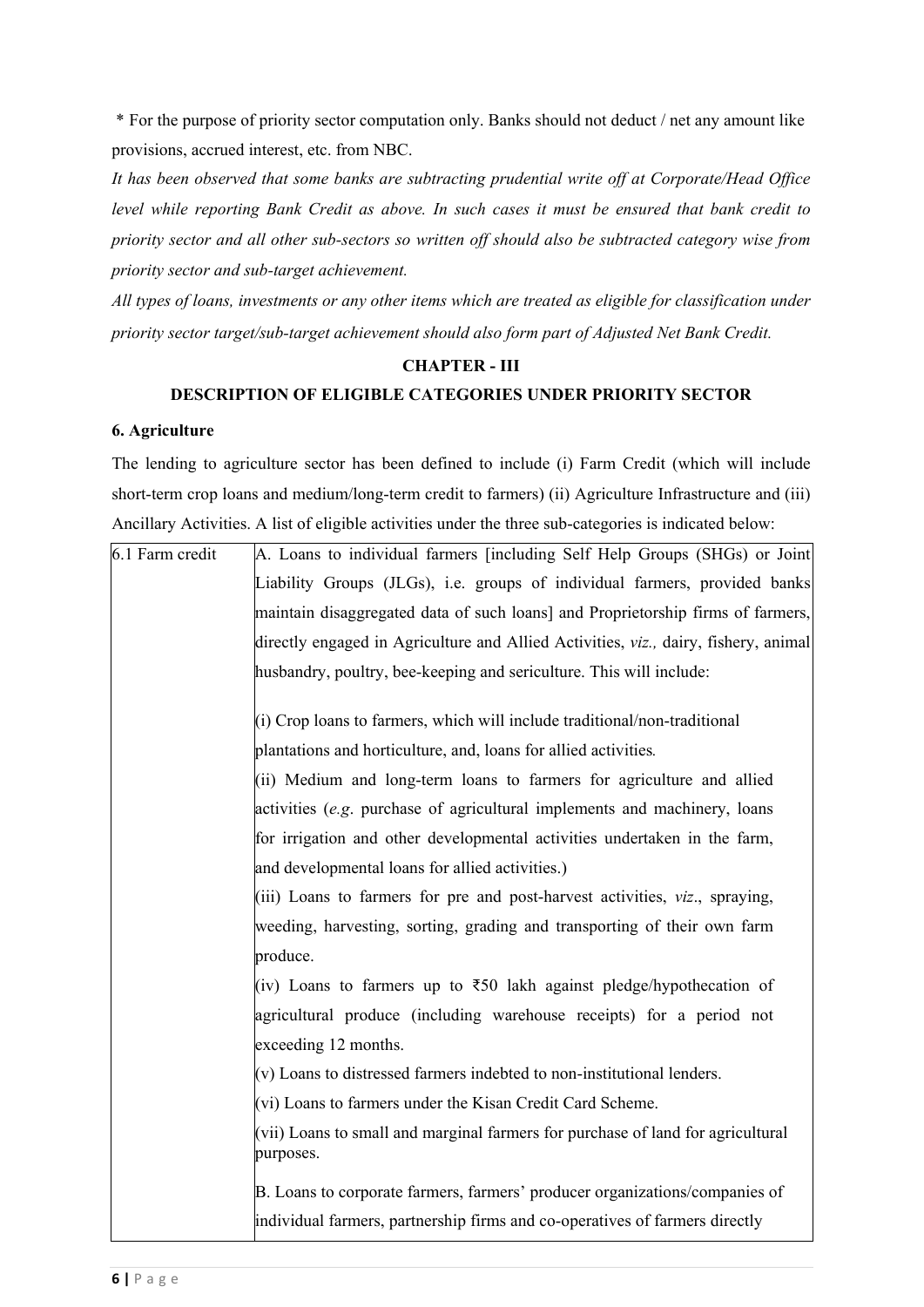\* For the purpose of priority sector computation only. Banks should not deduct / net any amount like provisions, accrued interest, etc. from NBC.

*It has been observed that some banks are subtracting prudential write off at Corporate/Head Office level while reporting Bank Credit as above. In such cases it must be ensured that bank credit to priority sector and all other sub-sectors so written off should also be subtracted category wise from priority sector and sub-target achievement.*

*All types of loans, investments or any other items which are treated as eligible for classification under priority sector target/sub-target achievement should also form part of Adjusted Net Bank Credit.*

## CHAPTER - III

## DESCRIPTION OF ELIGIBLE CATEGORIES UNDER PRIORITY SECTOR

### 6. Agriculture

The lending to agriculture sector has been defined to include (i) Farm Credit (which will include short-term crop loans and medium/long-term credit to farmers) (ii) Agriculture Infrastructure and (iii) Ancillary Activities. A list of eligible activities under the three sub-categories is indicated below:

| | |
|---|---|
| 6.1 Farm credit | A. Loans to individual farmers [including Self Help Groups (SHGs) or Joint Liability Groups (JLGs), i.e. groups of individual farmers, provided banks maintain disaggregated data of such loans] and Proprietorship firms of farmers, directly engaged in Agriculture and Allied Activities, *viz.,* dairy, fishery, animal husbandry, poultry, bee-keeping and sericulture. This will include:<br><br>(i) Crop loans to farmers, which will include traditional/non-traditional plantations and horticulture, and, loans for allied activities*.*<br>(ii) Medium and long-term loans to farmers for agriculture and allied activities (*e.g*. purchase of agricultural implements and machinery, loans for irrigation and other developmental activities undertaken in the farm, and developmental loans for allied activities.)<br>(iii) Loans to farmers for pre and post-harvest activities, *viz*., spraying, weeding, harvesting, sorting, grading and transporting of their own farm produce.<br>(iv) Loans to farmers up to ₹50 lakh against pledge/hypothecation of agricultural produce (including warehouse receipts) for a period not exceeding 12 months.<br>(v) Loans to distressed farmers indebted to non-institutional lenders.<br>(vi) Loans to farmers under the Kisan Credit Card Scheme.<br>(vii) Loans to small and marginal farmers for purchase of land for agricultural purposes.<br><br>B. Loans to corporate farmers, farmers' producer organizations/companies of individual farmers, partnership firms and co-operatives of farmers directly |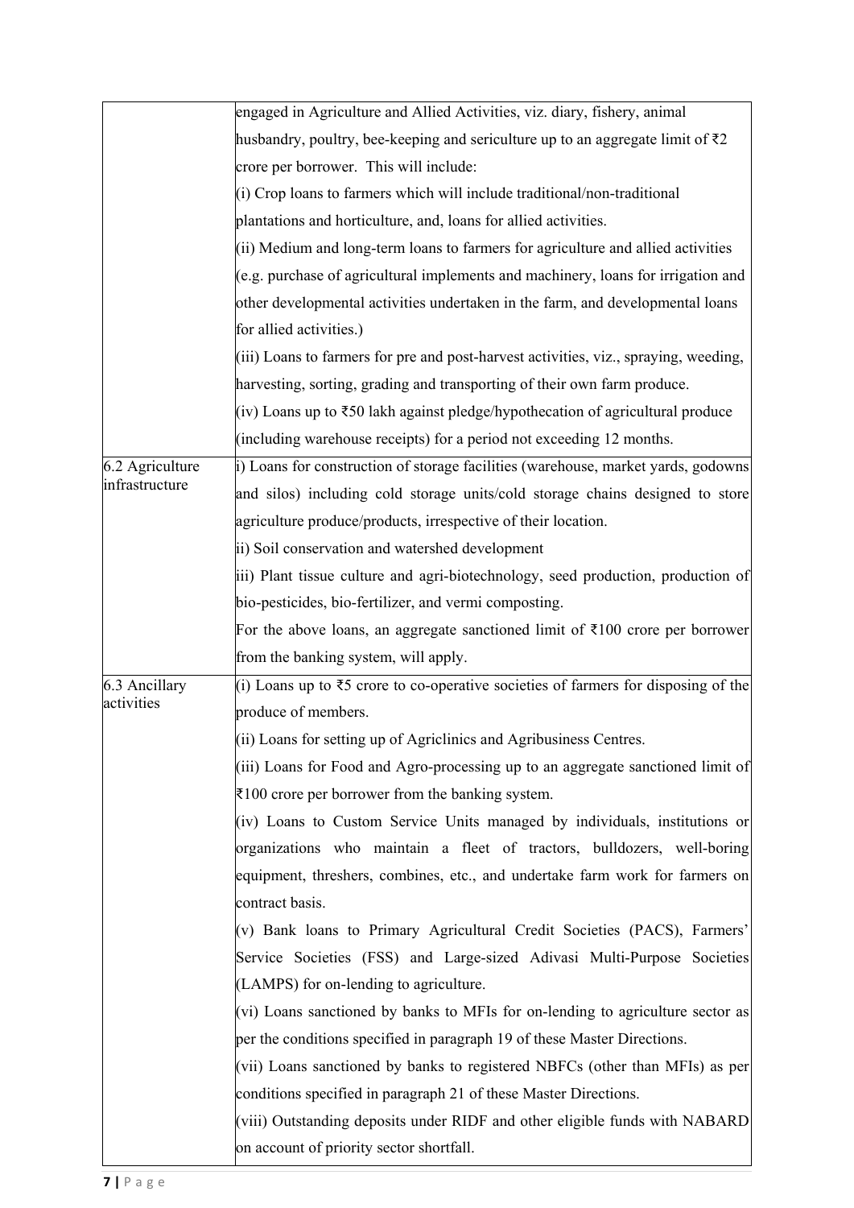|  |  |
|---|---|
|  | engaged in Agriculture and Allied Activities, viz. diary, fishery, animal husbandry, poultry, bee-keeping and sericulture up to an aggregate limit of ₹2 crore per borrower. This will include:<br>(i) Crop loans to farmers which will include traditional/non-traditional plantations and horticulture, and, loans for allied activities.<br>(ii) Medium and long-term loans to farmers for agriculture and allied activities (e.g. purchase of agricultural implements and machinery, loans for irrigation and other developmental activities undertaken in the farm, and developmental loans for allied activities.)<br>(iii) Loans to farmers for pre and post-harvest activities, viz., spraying, weeding, harvesting, sorting, grading and transporting of their own farm produce.<br>(iv) Loans up to ₹50 lakh against pledge/hypothecation of agricultural produce (including warehouse receipts) for a period not exceeding 12 months. |
| 6.2 Agriculture infrastructure | i) Loans for construction of storage facilities (warehouse, market yards, godowns and silos) including cold storage units/cold storage chains designed to store agriculture produce/products, irrespective of their location.<br>ii) Soil conservation and watershed development<br>iii) Plant tissue culture and agri-biotechnology, seed production, production of bio-pesticides, bio-fertilizer, and vermi composting.<br>For the above loans, an aggregate sanctioned limit of ₹100 crore per borrower from the banking system, will apply. |
| 6.3 Ancillary activities | (i) Loans up to ₹5 crore to co-operative societies of farmers for disposing of the produce of members.<br>(ii) Loans for setting up of Agriclinics and Agribusiness Centres.<br>(iii) Loans for Food and Agro-processing up to an aggregate sanctioned limit of ₹100 crore per borrower from the banking system.<br>(iv) Loans to Custom Service Units managed by individuals, institutions or organizations who maintain a fleet of tractors, bulldozers, well-boring equipment, threshers, combines, etc., and undertake farm work for farmers on contract basis.<br>(v) Bank loans to Primary Agricultural Credit Societies (PACS), Farmers' Service Societies (FSS) and Large-sized Adivasi Multi-Purpose Societies (LAMPS) for on-lending to agriculture.<br>(vi) Loans sanctioned by banks to MFIs for on-lending to agriculture sector as per the conditions specified in paragraph 19 of these Master Directions.<br>(vii) Loans sanctioned by banks to registered NBFCs (other than MFIs) as per conditions specified in paragraph 21 of these Master Directions.<br>(viii) Outstanding deposits under RIDF and other eligible funds with NABARD on account of priority sector shortfall. |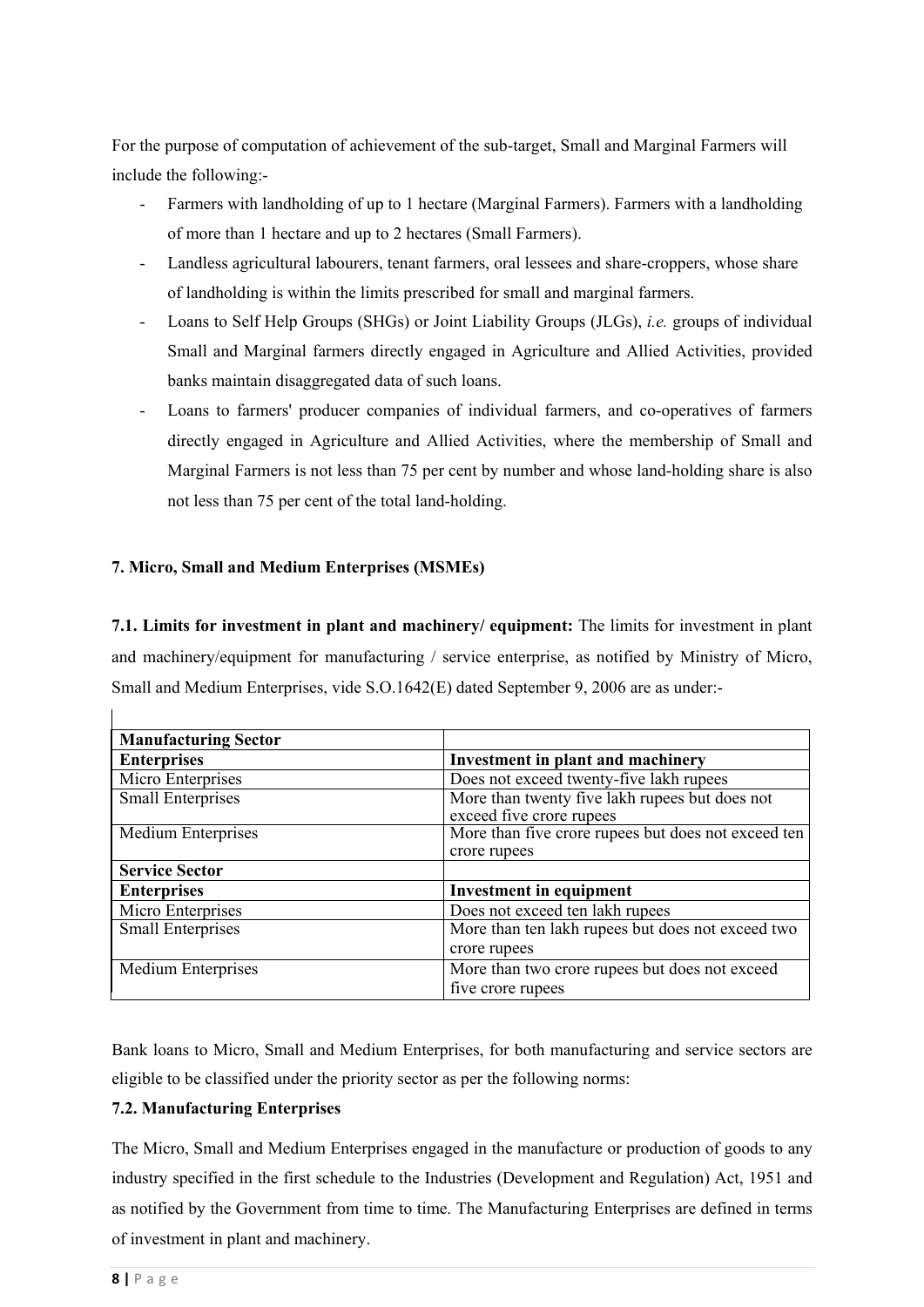For the purpose of computation of achievement of the sub-target, Small and Marginal Farmers will include the following:-

- Farmers with landholding of up to 1 hectare (Marginal Farmers). Farmers with a landholding of more than 1 hectare and up to 2 hectares (Small Farmers).
- Landless agricultural labourers, tenant farmers, oral lessees and share-croppers, whose share of landholding is within the limits prescribed for small and marginal farmers.
- Loans to Self Help Groups (SHGs) or Joint Liability Groups (JLGs), *i.e.* groups of individual Small and Marginal farmers directly engaged in Agriculture and Allied Activities, provided banks maintain disaggregated data of such loans.
- Loans to farmers' producer companies of individual farmers, and co-operatives of farmers directly engaged in Agriculture and Allied Activities, where the membership of Small and Marginal Farmers is not less than 75 per cent by number and whose land-holding share is also not less than 75 per cent of the total land-holding.

**7. Micro, Small and Medium Enterprises (MSMEs)**

**7.1. Limits for investment in plant and machinery/ equipment:** The limits for investment in plant and machinery/equipment for manufacturing / service enterprise, as notified by Ministry of Micro, Small and Medium Enterprises, vide S.O.1642(E) dated September 9, 2006 are as under:-

| **Manufacturing Sector** | |
|---|---|
| **Enterprises** | **Investment in plant and machinery** |
| Micro Enterprises | Does not exceed twenty-five lakh rupees |
| Small Enterprises | More than twenty five lakh rupees but does not exceed five crore rupees |
| Medium Enterprises | More than five crore rupees but does not exceed ten crore rupees |
| **Service Sector** | |
| **Enterprises** | **Investment in equipment** |
| Micro Enterprises | Does not exceed ten lakh rupees |
| Small Enterprises | More than ten lakh rupees but does not exceed two crore rupees |
| Medium Enterprises | More than two crore rupees but does not exceed five crore rupees |

Bank loans to Micro, Small and Medium Enterprises, for both manufacturing and service sectors are eligible to be classified under the priority sector as per the following norms:

**7.2. Manufacturing Enterprises**

The Micro, Small and Medium Enterprises engaged in the manufacture or production of goods to any industry specified in the first schedule to the Industries (Development and Regulation) Act, 1951 and as notified by the Government from time to time. The Manufacturing Enterprises are defined in terms of investment in plant and machinery.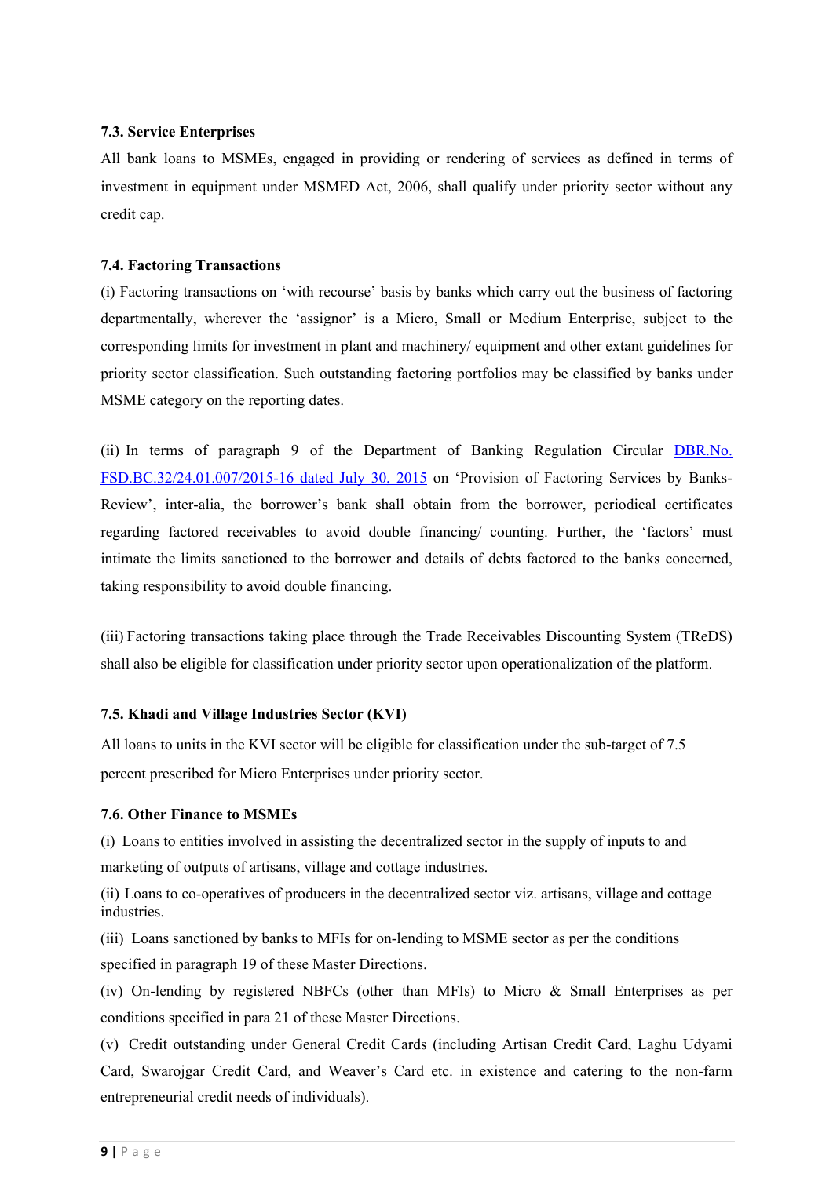### 7.3. Service Enterprises

All bank loans to MSMEs, engaged in providing or rendering of services as defined in terms of investment in equipment under MSMED Act, 2006, shall qualify under priority sector without any credit cap.

### 7.4. Factoring Transactions

(i) Factoring transactions on 'with recourse' basis by banks which carry out the business of factoring departmentally, wherever the 'assignor' is a Micro, Small or Medium Enterprise, subject to the corresponding limits for investment in plant and machinery/ equipment and other extant guidelines for priority sector classification. Such outstanding factoring portfolios may be classified by banks under MSME category on the reporting dates.

(ii) In terms of paragraph 9 of the Department of Banking Regulation Circular DBR.No. FSD.BC.32/24.01.007/2015-16 dated July 30, 2015 on 'Provision of Factoring Services by Banks-Review', inter-alia, the borrower's bank shall obtain from the borrower, periodical certificates regarding factored receivables to avoid double financing/ counting. Further, the 'factors' must intimate the limits sanctioned to the borrower and details of debts factored to the banks concerned, taking responsibility to avoid double financing.

(iii) Factoring transactions taking place through the Trade Receivables Discounting System (TReDS) shall also be eligible for classification under priority sector upon operationalization of the platform.

### 7.5. Khadi and Village Industries Sector (KVI)

All loans to units in the KVI sector will be eligible for classification under the sub-target of 7.5 percent prescribed for Micro Enterprises under priority sector.

### 7.6. Other Finance to MSMEs

(i) Loans to entities involved in assisting the decentralized sector in the supply of inputs to and marketing of outputs of artisans, village and cottage industries.

(ii) Loans to co-operatives of producers in the decentralized sector viz. artisans, village and cottage industries.

(iii) Loans sanctioned by banks to MFIs for on-lending to MSME sector as per the conditions specified in paragraph 19 of these Master Directions.

(iv) On-lending by registered NBFCs (other than MFIs) to Micro & Small Enterprises as per conditions specified in para 21 of these Master Directions.

(v) Credit outstanding under General Credit Cards (including Artisan Credit Card, Laghu Udyami Card, Swarojgar Credit Card, and Weaver's Card etc. in existence and catering to the non-farm entrepreneurial credit needs of individuals).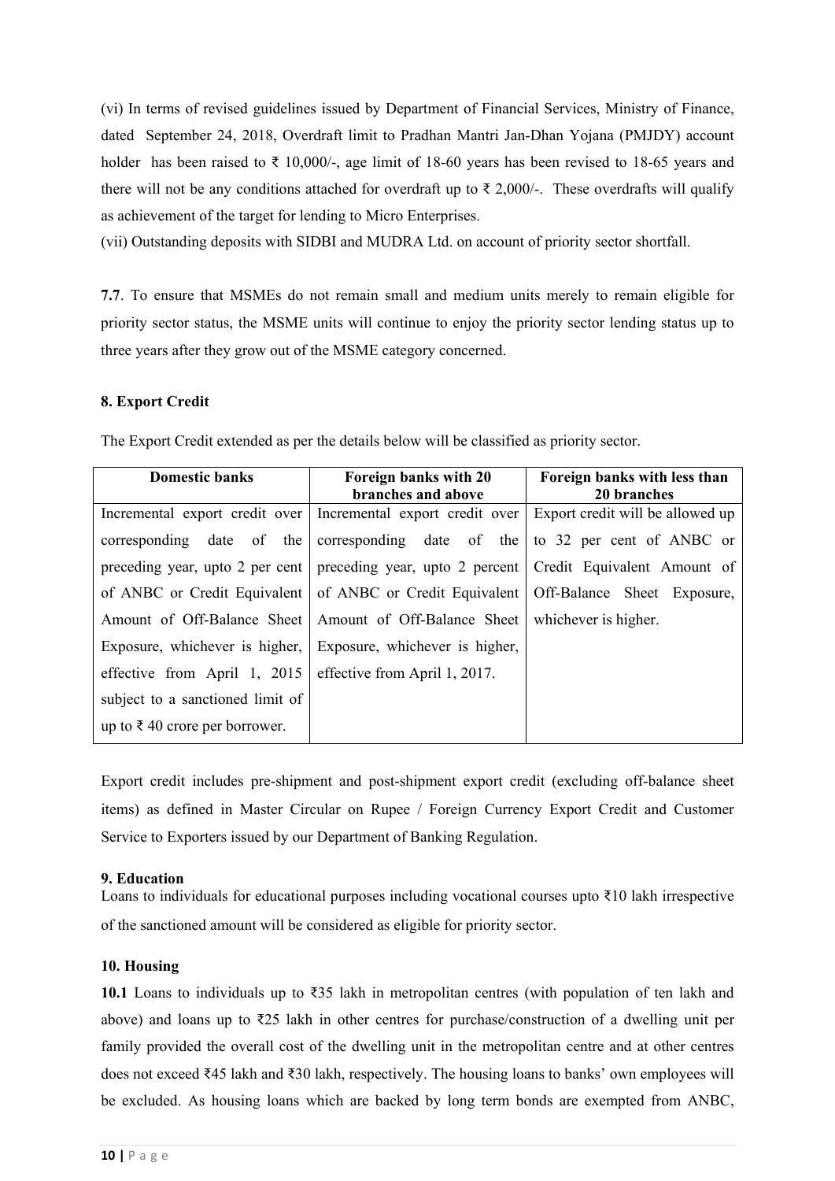(vi) In terms of revised guidelines issued by Department of Financial Services, Ministry of Finance, dated September 24, 2018, Overdraft limit to Pradhan Mantri Jan-Dhan Yojana (PMJDY) account holder has been raised to ₹ 10,000/-, age limit of 18-60 years has been revised to 18-65 years and there will not be any conditions attached for overdraft up to ₹ 2,000/-. These overdrafts will qualify as achievement of the target for lending to Micro Enterprises.

(vii) Outstanding deposits with SIDBI and MUDRA Ltd. on account of priority sector shortfall.

**7.7**. To ensure that MSMEs do not remain small and medium units merely to remain eligible for priority sector status, the MSME units will continue to enjoy the priority sector lending status up to three years after they grow out of the MSME category concerned.

**8. Export Credit**

The Export Credit extended as per the details below will be classified as priority sector.

| Domestic banks | Foreign banks with 20 branches and above | Foreign banks with less than 20 branches |
|---|---|---|
| Incremental export credit over corresponding date of the preceding year, upto 2 per cent of ANBC or Credit Equivalent Amount of Off-Balance Sheet Exposure, whichever is higher, effective from April 1, 2015 subject to a sanctioned limit of up to ₹ 40 crore per borrower. | Incremental export credit over corresponding date of the preceding year, upto 2 percent of ANBC or Credit Equivalent Amount of Off-Balance Sheet Exposure, whichever is higher, effective from April 1, 2017. | Export credit will be allowed up to 32 per cent of ANBC or Credit Equivalent Amount of Off-Balance Sheet Exposure, whichever is higher. |

Export credit includes pre-shipment and post-shipment export credit (excluding off-balance sheet items) as defined in Master Circular on Rupee / Foreign Currency Export Credit and Customer Service to Exporters issued by our Department of Banking Regulation.

**9. Education**

Loans to individuals for educational purposes including vocational courses upto ₹10 lakh irrespective of the sanctioned amount will be considered as eligible for priority sector.

**10. Housing**

**10.1** Loans to individuals up to ₹35 lakh in metropolitan centres (with population of ten lakh and above) and loans up to ₹25 lakh in other centres for purchase/construction of a dwelling unit per family provided the overall cost of the dwelling unit in the metropolitan centre and at other centres does not exceed ₹45 lakh and ₹30 lakh, respectively. The housing loans to banks' own employees will be excluded. As housing loans which are backed by long term bonds are exempted from ANBC,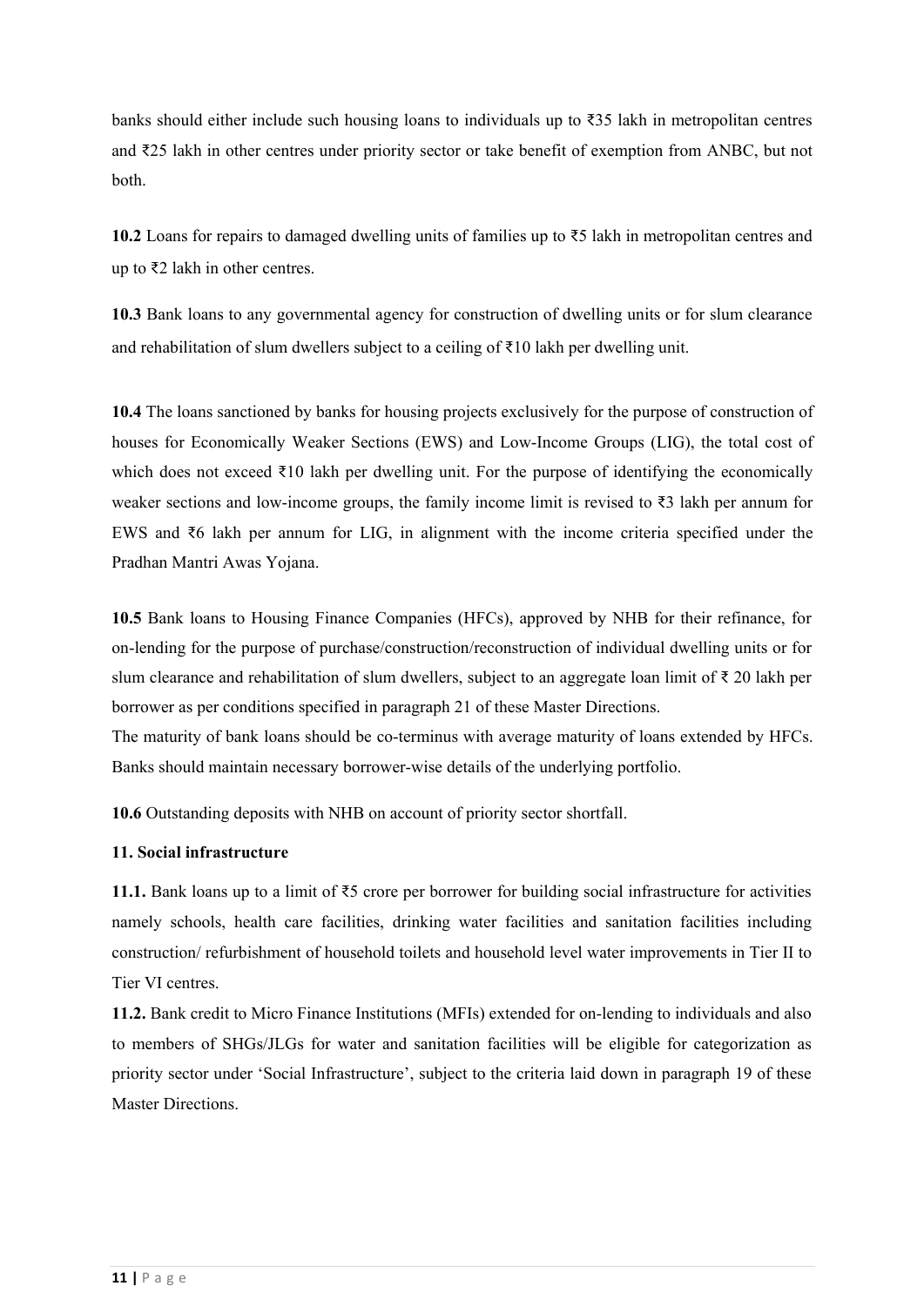banks should either include such housing loans to individuals up to ₹35 lakh in metropolitan centres and ₹25 lakh in other centres under priority sector or take benefit of exemption from ANBC, but not both.

**10.2** Loans for repairs to damaged dwelling units of families up to ₹5 lakh in metropolitan centres and up to ₹2 lakh in other centres.

**10.3** Bank loans to any governmental agency for construction of dwelling units or for slum clearance and rehabilitation of slum dwellers subject to a ceiling of ₹10 lakh per dwelling unit.

**10.4** The loans sanctioned by banks for housing projects exclusively for the purpose of construction of houses for Economically Weaker Sections (EWS) and Low-Income Groups (LIG), the total cost of which does not exceed ₹10 lakh per dwelling unit. For the purpose of identifying the economically weaker sections and low-income groups, the family income limit is revised to ₹3 lakh per annum for EWS and ₹6 lakh per annum for LIG, in alignment with the income criteria specified under the Pradhan Mantri Awas Yojana.

**10.5** Bank loans to Housing Finance Companies (HFCs), approved by NHB for their refinance, for on-lending for the purpose of purchase/construction/reconstruction of individual dwelling units or for slum clearance and rehabilitation of slum dwellers, subject to an aggregate loan limit of ₹ 20 lakh per borrower as per conditions specified in paragraph 21 of these Master Directions.
The maturity of bank loans should be co-terminus with average maturity of loans extended by HFCs. Banks should maintain necessary borrower-wise details of the underlying portfolio.

**10.6** Outstanding deposits with NHB on account of priority sector shortfall.

**11. Social infrastructure**

**11.1.** Bank loans up to a limit of ₹5 crore per borrower for building social infrastructure for activities namely schools, health care facilities, drinking water facilities and sanitation facilities including construction/ refurbishment of household toilets and household level water improvements in Tier II to Tier VI centres.

**11.2.** Bank credit to Micro Finance Institutions (MFIs) extended for on-lending to individuals and also to members of SHGs/JLGs for water and sanitation facilities will be eligible for categorization as priority sector under 'Social Infrastructure', subject to the criteria laid down in paragraph 19 of these Master Directions.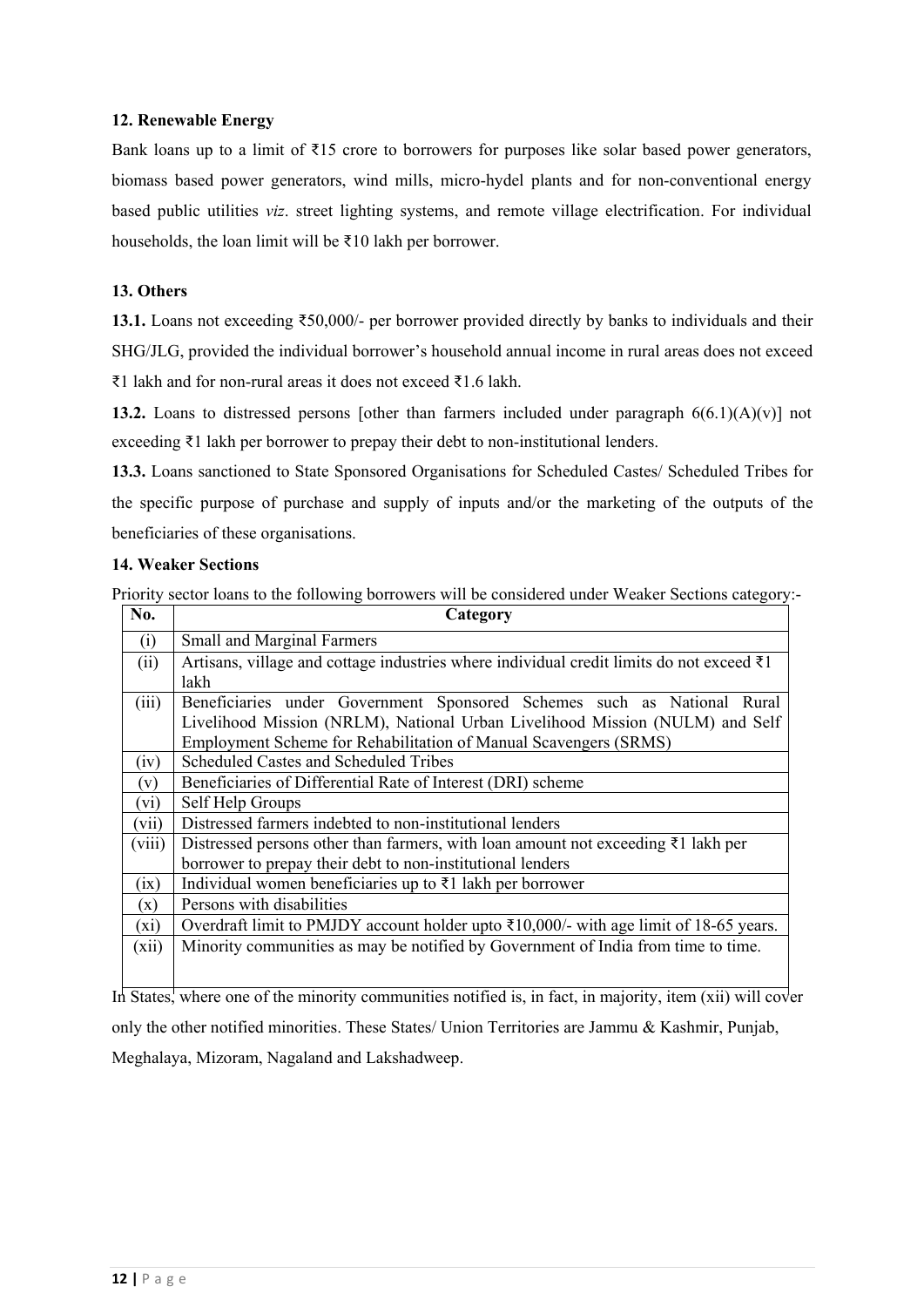### 12. Renewable Energy

Bank loans up to a limit of ₹15 crore to borrowers for purposes like solar based power generators, biomass based power generators, wind mills, micro-hydel plants and for non-conventional energy based public utilities *viz*. street lighting systems, and remote village electrification. For individual households, the loan limit will be ₹10 lakh per borrower.

### 13. Others

**13.1.** Loans not exceeding ₹50,000/- per borrower provided directly by banks to individuals and their SHG/JLG, provided the individual borrower's household annual income in rural areas does not exceed ₹1 lakh and for non-rural areas it does not exceed ₹1.6 lakh.

**13.2.** Loans to distressed persons [other than farmers included under paragraph 6(6.1)(A)(v)] not exceeding ₹1 lakh per borrower to prepay their debt to non-institutional lenders.

**13.3.** Loans sanctioned to State Sponsored Organisations for Scheduled Castes/ Scheduled Tribes for the specific purpose of purchase and supply of inputs and/or the marketing of the outputs of the beneficiaries of these organisations.

### 14. Weaker Sections

Priority sector loans to the following borrowers will be considered under Weaker Sections category:-

| No. | Category |
|---|---|
| (i) | Small and Marginal Farmers |
| (ii) | Artisans, village and cottage industries where individual credit limits do not exceed ₹1 lakh |
| (iii) | Beneficiaries under Government Sponsored Schemes such as National Rural Livelihood Mission (NRLM), National Urban Livelihood Mission (NULM) and Self Employment Scheme for Rehabilitation of Manual Scavengers (SRMS) |
| (iv) | Scheduled Castes and Scheduled Tribes |
| (v) | Beneficiaries of Differential Rate of Interest (DRI) scheme |
| (vi) | Self Help Groups |
| (vii) | Distressed farmers indebted to non-institutional lenders |
| (viii) | Distressed persons other than farmers, with loan amount not exceeding ₹1 lakh per borrower to prepay their debt to non-institutional lenders |
| (ix) | Individual women beneficiaries up to ₹1 lakh per borrower |
| (x) | Persons with disabilities |
| (xi) | Overdraft limit to PMJDY account holder upto ₹10,000/- with age limit of 18-65 years. |
| (xii) | Minority communities as may be notified by Government of India from time to time. |

In States, where one of the minority communities notified is, in fact, in majority, item (xii) will cover only the other notified minorities. These States/ Union Territories are Jammu & Kashmir, Punjab, Meghalaya, Mizoram, Nagaland and Lakshadweep.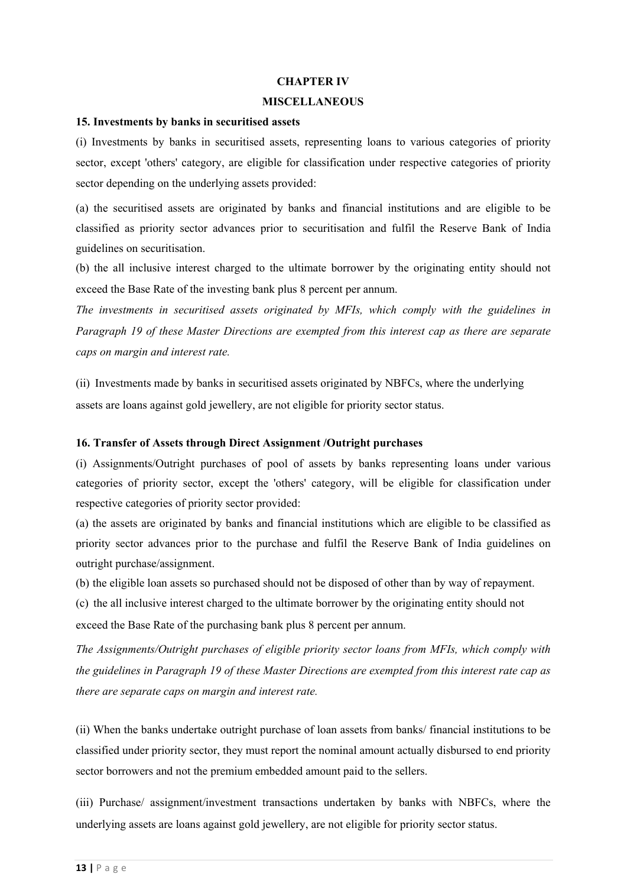## CHAPTER IV

## MISCELLANEOUS

**15. Investments by banks in securitised assets**

(i) Investments by banks in securitised assets, representing loans to various categories of priority sector, except 'others' category, are eligible for classification under respective categories of priority sector depending on the underlying assets provided:

(a) the securitised assets are originated by banks and financial institutions and are eligible to be classified as priority sector advances prior to securitisation and fulfil the Reserve Bank of India guidelines on securitisation.

(b) the all inclusive interest charged to the ultimate borrower by the originating entity should not exceed the Base Rate of the investing bank plus 8 percent per annum.

*The investments in securitised assets originated by MFIs, which comply with the guidelines in Paragraph 19 of these Master Directions are exempted from this interest cap as there are separate caps on margin and interest rate.*

(ii) Investments made by banks in securitised assets originated by NBFCs, where the underlying assets are loans against gold jewellery, are not eligible for priority sector status.

**16. Transfer of Assets through Direct Assignment /Outright purchases**

(i) Assignments/Outright purchases of pool of assets by banks representing loans under various categories of priority sector, except the 'others' category, will be eligible for classification under respective categories of priority sector provided:

(a) the assets are originated by banks and financial institutions which are eligible to be classified as priority sector advances prior to the purchase and fulfil the Reserve Bank of India guidelines on outright purchase/assignment.

(b) the eligible loan assets so purchased should not be disposed of other than by way of repayment.

(c) the all inclusive interest charged to the ultimate borrower by the originating entity should not exceed the Base Rate of the purchasing bank plus 8 percent per annum.

*The Assignments/Outright purchases of eligible priority sector loans from MFIs, which comply with the guidelines in Paragraph 19 of these Master Directions are exempted from this interest rate cap as there are separate caps on margin and interest rate.*

(ii) When the banks undertake outright purchase of loan assets from banks/ financial institutions to be classified under priority sector, they must report the nominal amount actually disbursed to end priority sector borrowers and not the premium embedded amount paid to the sellers.

(iii) Purchase/ assignment/investment transactions undertaken by banks with NBFCs, where the underlying assets are loans against gold jewellery, are not eligible for priority sector status.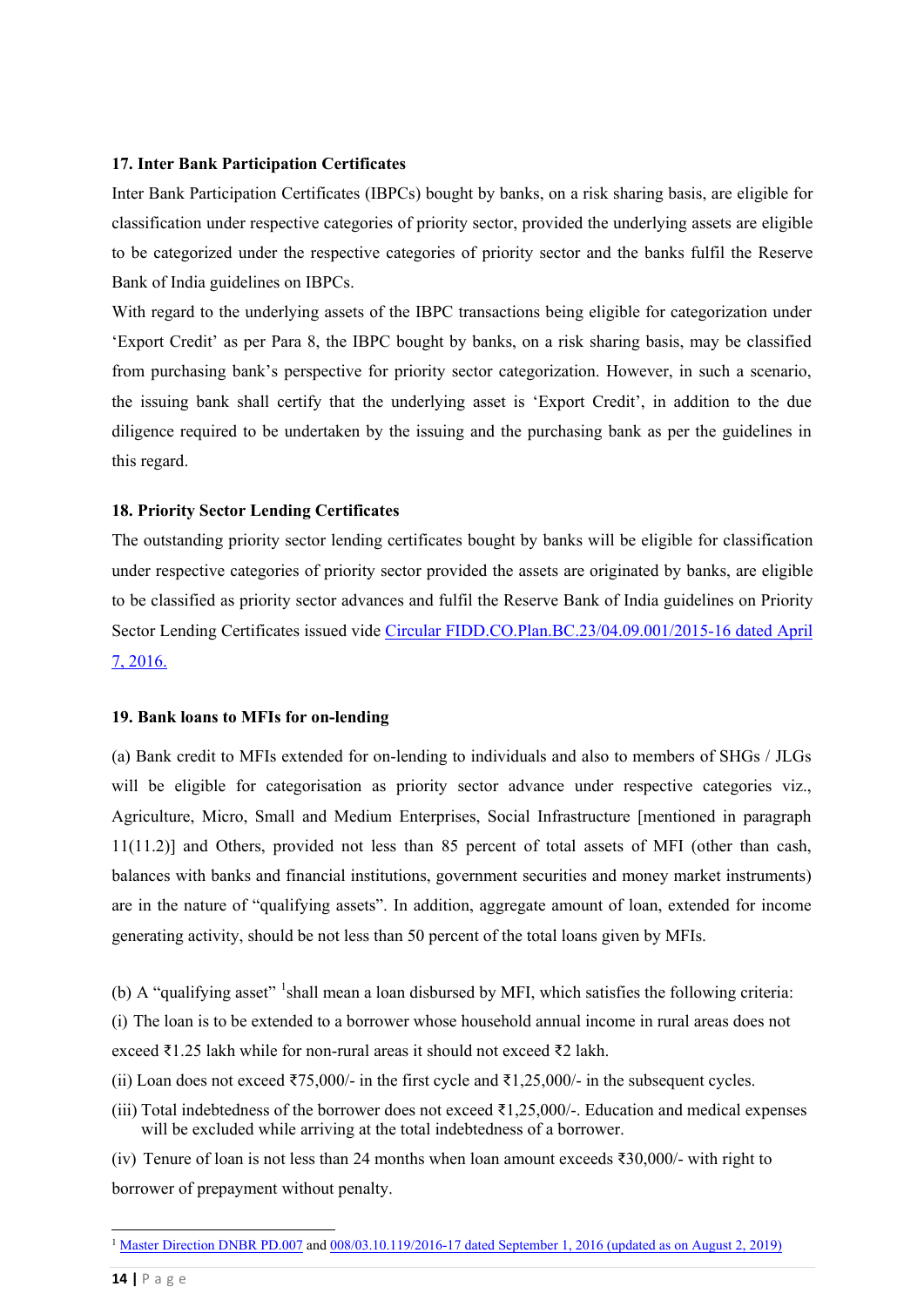### 17. Inter Bank Participation Certificates

Inter Bank Participation Certificates (IBPCs) bought by banks, on a risk sharing basis, are eligible for classification under respective categories of priority sector, provided the underlying assets are eligible to be categorized under the respective categories of priority sector and the banks fulfil the Reserve Bank of India guidelines on IBPCs.

With regard to the underlying assets of the IBPC transactions being eligible for categorization under 'Export Credit' as per Para 8, the IBPC bought by banks, on a risk sharing basis, may be classified from purchasing bank's perspective for priority sector categorization. However, in such a scenario, the issuing bank shall certify that the underlying asset is 'Export Credit', in addition to the due diligence required to be undertaken by the issuing and the purchasing bank as per the guidelines in this regard.

### 18. Priority Sector Lending Certificates

The outstanding priority sector lending certificates bought by banks will be eligible for classification under respective categories of priority sector provided the assets are originated by banks, are eligible to be classified as priority sector advances and fulfil the Reserve Bank of India guidelines on Priority Sector Lending Certificates issued vide Circular FIDD.CO.Plan.BC.23/04.09.001/2015-16 dated April 7, 2016.

### 19. Bank loans to MFIs for on-lending

(a) Bank credit to MFIs extended for on-lending to individuals and also to members of SHGs / JLGs will be eligible for categorisation as priority sector advance under respective categories viz., Agriculture, Micro, Small and Medium Enterprises, Social Infrastructure [mentioned in paragraph 11(11.2)] and Others, provided not less than 85 percent of total assets of MFI (other than cash, balances with banks and financial institutions, government securities and money market instruments) are in the nature of "qualifying assets". In addition, aggregate amount of loan, extended for income generating activity, should be not less than 50 percent of the total loans given by MFIs.

(b) A "qualifying asset" [1] shall mean a loan disbursed by MFI, which satisfies the following criteria:

(i) The loan is to be extended to a borrower whose household annual income in rural areas does not exceed ₹1.25 lakh while for non-rural areas it should not exceed ₹2 lakh.

(ii) Loan does not exceed ₹75,000/- in the first cycle and ₹1,25,000/- in the subsequent cycles.

(iii) Total indebtedness of the borrower does not exceed ₹1,25,000/-. Education and medical expenses will be excluded while arriving at the total indebtedness of a borrower.

(iv) Tenure of loan is not less than 24 months when loan amount exceeds ₹30,000/- with right to borrower of prepayment without penalty.

---

[1] Master Direction DNBR PD.007 and 008/03.10.119/2016-17 dated September 1, 2016 (updated as on August 2, 2019)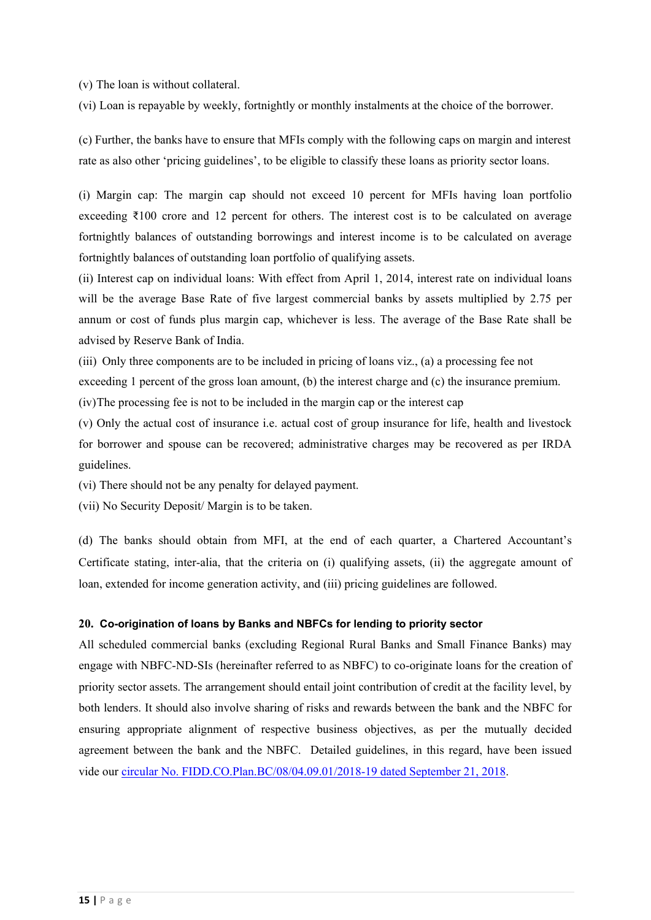(v) The loan is without collateral.

(vi) Loan is repayable by weekly, fortnightly or monthly instalments at the choice of the borrower.

(c) Further, the banks have to ensure that MFIs comply with the following caps on margin and interest rate as also other 'pricing guidelines', to be eligible to classify these loans as priority sector loans.

(i) Margin cap: The margin cap should not exceed 10 percent for MFIs having loan portfolio exceeding ₹100 crore and 12 percent for others. The interest cost is to be calculated on average fortnightly balances of outstanding borrowings and interest income is to be calculated on average fortnightly balances of outstanding loan portfolio of qualifying assets.

(ii) Interest cap on individual loans: With effect from April 1, 2014, interest rate on individual loans will be the average Base Rate of five largest commercial banks by assets multiplied by 2.75 per annum or cost of funds plus margin cap, whichever is less. The average of the Base Rate shall be advised by Reserve Bank of India.

(iii) Only three components are to be included in pricing of loans viz., (a) a processing fee not exceeding 1 percent of the gross loan amount, (b) the interest charge and (c) the insurance premium.

(iv)The processing fee is not to be included in the margin cap or the interest cap

(v) Only the actual cost of insurance i.e. actual cost of group insurance for life, health and livestock for borrower and spouse can be recovered; administrative charges may be recovered as per IRDA guidelines.

(vi) There should not be any penalty for delayed payment.

(vii) No Security Deposit/ Margin is to be taken.

(d) The banks should obtain from MFI, at the end of each quarter, a Chartered Accountant's Certificate stating, inter-alia, that the criteria on (i) qualifying assets, (ii) the aggregate amount of loan, extended for income generation activity, and (iii) pricing guidelines are followed.

### 20. Co-origination of loans by Banks and NBFCs for lending to priority sector

All scheduled commercial banks (excluding Regional Rural Banks and Small Finance Banks) may engage with NBFC-ND-SIs (hereinafter referred to as NBFC) to co-originate loans for the creation of priority sector assets. The arrangement should entail joint contribution of credit at the facility level, by both lenders. It should also involve sharing of risks and rewards between the bank and the NBFC for ensuring appropriate alignment of respective business objectives, as per the mutually decided agreement between the bank and the NBFC. Detailed guidelines, in this regard, have been issued vide our circular No. FIDD.CO.Plan.BC/08/04.09.01/2018-19 dated September 21, 2018.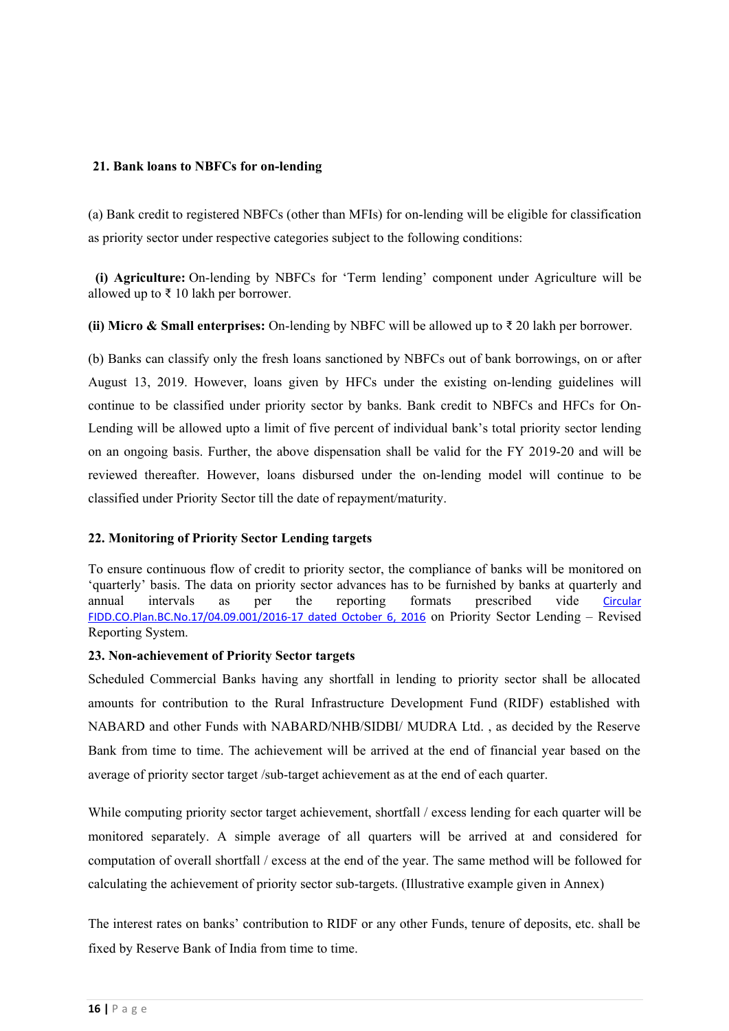## 21. Bank loans to NBFCs for on-lending

(a) Bank credit to registered NBFCs (other than MFIs) for on-lending will be eligible for classification as priority sector under respective categories subject to the following conditions:

**(i) Agriculture:** On-lending by NBFCs for 'Term lending' component under Agriculture will be allowed up to ₹ 10 lakh per borrower.

**(ii) Micro & Small enterprises:** On-lending by NBFC will be allowed up to ₹ 20 lakh per borrower.

(b) Banks can classify only the fresh loans sanctioned by NBFCs out of bank borrowings, on or after August 13, 2019. However, loans given by HFCs under the existing on-lending guidelines will continue to be classified under priority sector by banks. Bank credit to NBFCs and HFCs for On-Lending will be allowed upto a limit of five percent of individual bank's total priority sector lending on an ongoing basis. Further, the above dispensation shall be valid for the FY 2019-20 and will be reviewed thereafter. However, loans disbursed under the on-lending model will continue to be classified under Priority Sector till the date of repayment/maturity.

## 22. Monitoring of Priority Sector Lending targets

To ensure continuous flow of credit to priority sector, the compliance of banks will be monitored on 'quarterly' basis. The data on priority sector advances has to be furnished by banks at quarterly and annual intervals as per the reporting formats prescribed vide Circular FIDD.CO.Plan.BC.No.17/04.09.001/2016-17 dated October 6, 2016 on Priority Sector Lending – Revised Reporting System.

## 23. Non-achievement of Priority Sector targets

Scheduled Commercial Banks having any shortfall in lending to priority sector shall be allocated amounts for contribution to the Rural Infrastructure Development Fund (RIDF) established with NABARD and other Funds with NABARD/NHB/SIDBI/ MUDRA Ltd. , as decided by the Reserve Bank from time to time. The achievement will be arrived at the end of financial year based on the average of priority sector target /sub-target achievement as at the end of each quarter.

While computing priority sector target achievement, shortfall / excess lending for each quarter will be monitored separately. A simple average of all quarters will be arrived at and considered for computation of overall shortfall / excess at the end of the year. The same method will be followed for calculating the achievement of priority sector sub-targets. (Illustrative example given in Annex)

The interest rates on banks' contribution to RIDF or any other Funds, tenure of deposits, etc. shall be fixed by Reserve Bank of India from time to time.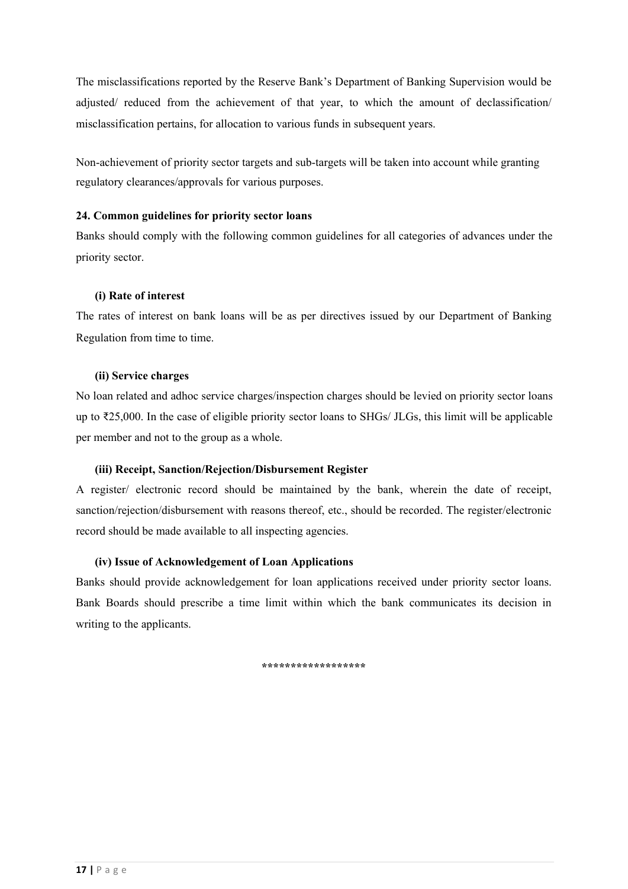The misclassifications reported by the Reserve Bank's Department of Banking Supervision would be adjusted/ reduced from the achievement of that year, to which the amount of declassification/ misclassification pertains, for allocation to various funds in subsequent years.

Non-achievement of priority sector targets and sub-targets will be taken into account while granting regulatory clearances/approvals for various purposes.

**24. Common guidelines for priority sector loans**

Banks should comply with the following common guidelines for all categories of advances under the priority sector.

**(i) Rate of interest**

The rates of interest on bank loans will be as per directives issued by our Department of Banking Regulation from time to time.

**(ii) Service charges**

No loan related and adhoc service charges/inspection charges should be levied on priority sector loans up to ₹25,000. In the case of eligible priority sector loans to SHGs/ JLGs, this limit will be applicable per member and not to the group as a whole.

**(iii) Receipt, Sanction/Rejection/Disbursement Register**

A register/ electronic record should be maintained by the bank, wherein the date of receipt, sanction/rejection/disbursement with reasons thereof, etc., should be recorded. The register/electronic record should be made available to all inspecting agencies.

**(iv) Issue of Acknowledgement of Loan Applications**

Banks should provide acknowledgement for loan applications received under priority sector loans. Bank Boards should prescribe a time limit within which the bank communicates its decision in writing to the applicants.

******************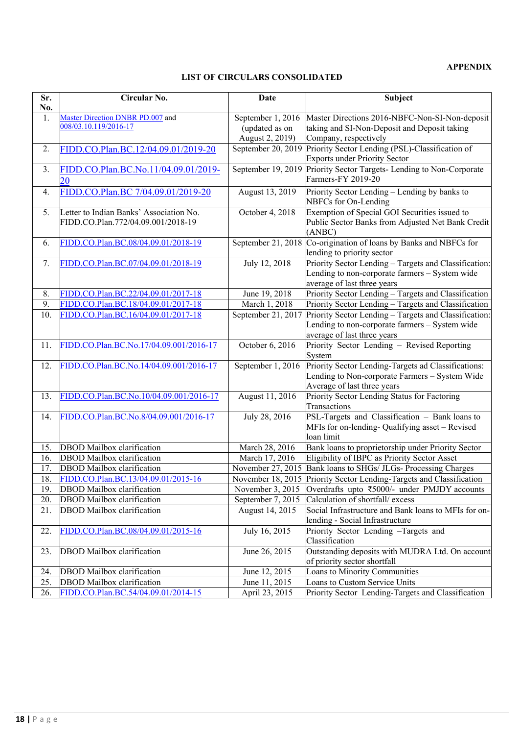**APPENDIX**

**LIST OF CIRCULARS CONSOLIDATED**

| Sr. No. | Circular No. | Date | Subject |
|---|---|---|---|
| 1. | Master Direction DNBR PD.007 and 008/03.10.119/2016-17 | September 1, 2016 (updated as on August 2, 2019) | Master Directions 2016-NBFC-Non-SI-Non-deposit taking and SI-Non-Deposit and Deposit taking Company, respectively |
| 2. | FIDD.CO.Plan.BC.12/04.09.01/2019-20 | September 20, 2019 | Priority Sector Lending (PSL)-Classification of Exports under Priority Sector |
| 3. | FIDD.CO.Plan.BC.No.11/04.09.01/2019-20 | September 19, 2019 | Priority Sector Targets- Lending to Non-Corporate Farmers-FY 2019-20 |
| 4. | FIDD.CO.Plan.BC 7/04.09.01/2019-20 | August 13, 2019 | Priority Sector Lending – Lending by banks to NBFCs for On-Lending |
| 5. | Letter to Indian Banks' Association No. FIDD.CO.Plan.772/04.09.001/2018-19 | October 4, 2018 | Exemption of Special GOI Securities issued to Public Sector Banks from Adjusted Net Bank Credit (ANBC) |
| 6. | FIDD.CO.Plan.BC.08/04.09.01/2018-19 | September 21, 2018 | Co-origination of loans by Banks and NBFCs for lending to priority sector |
| 7. | FIDD.CO.Plan.BC.07/04.09.01/2018-19 | July 12, 2018 | Priority Sector Lending – Targets and Classification: Lending to non-corporate farmers – System wide average of last three years |
| 8. | FIDD.CO.Plan.BC.22/04.09.01/2017-18 | June 19, 2018 | Priority Sector Lending – Targets and Classification |
| 9. | FIDD.CO.Plan.BC.18/04.09.01/2017-18 | March 1, 2018 | Priority Sector Lending – Targets and Classification |
| 10. | FIDD.CO.Plan.BC.16/04.09.01/2017-18 | September 21, 2017 | Priority Sector Lending – Targets and Classification: Lending to non-corporate farmers – System wide average of last three years |
| 11. | FIDD.CO.Plan.BC.No.17/04.09.001/2016-17 | October 6, 2016 | Priority Sector Lending – Revised Reporting System |
| 12. | FIDD.CO.Plan.BC.No.14/04.09.001/2016-17 | September 1, 2016 | Priority Sector Lending-Targets ad Classifications: Lending to Non-corporate Farmers – System Wide Average of last three years |
| 13. | FIDD.CO.Plan.BC.No.10/04.09.001/2016-17 | August 11, 2016 | Priority Sector Lending Status for Factoring Transactions |
| 14. | FIDD.CO.Plan.BC.No.8/04.09.001/2016-17 | July 28, 2016 | PSL-Targets and Classification – Bank loans to MFIs for on-lending- Qualifying asset – Revised loan limit |
| 15. | DBOD Mailbox clarification | March 28, 2016 | Bank loans to proprietorship under Priority Sector |
| 16. | DBOD Mailbox clarification | March 17, 2016 | Eligibility of IBPC as Priority Sector Asset |
| 17. | DBOD Mailbox clarification | November 27, 2015 | Bank loans to SHGs/ JLGs- Processing Charges |
| 18. | FIDD.CO.Plan.BC.13/04.09.01/2015-16 | November 18, 2015 | Priority Sector Lending-Targets and Classification |
| 19. | DBOD Mailbox clarification | November 3, 2015 | Overdrafts upto ₹5000/- under PMJDY accounts |
| 20. | DBOD Mailbox clarification | September 7, 2015 | Calculation of shortfall/ excess |
| 21. | DBOD Mailbox clarification | August 14, 2015 | Social Infrastructure and Bank loans to MFIs for on-lending - Social Infrastructure |
| 22. | FIDD.CO.Plan.BC.08/04.09.01/2015-16 | July 16, 2015 | Priority Sector Lending –Targets and Classification |
| 23. | DBOD Mailbox clarification | June 26, 2015 | Outstanding deposits with MUDRA Ltd. On account of priority sector shortfall |
| 24. | DBOD Mailbox clarification | June 12, 2015 | Loans to Minority Communities |
| 25. | DBOD Mailbox clarification | June 11, 2015 | Loans to Custom Service Units |
| 26. | FIDD.CO.Plan.BC.54/04.09.01/2014-15 | April 23, 2015 | Priority Sector Lending-Targets and Classification |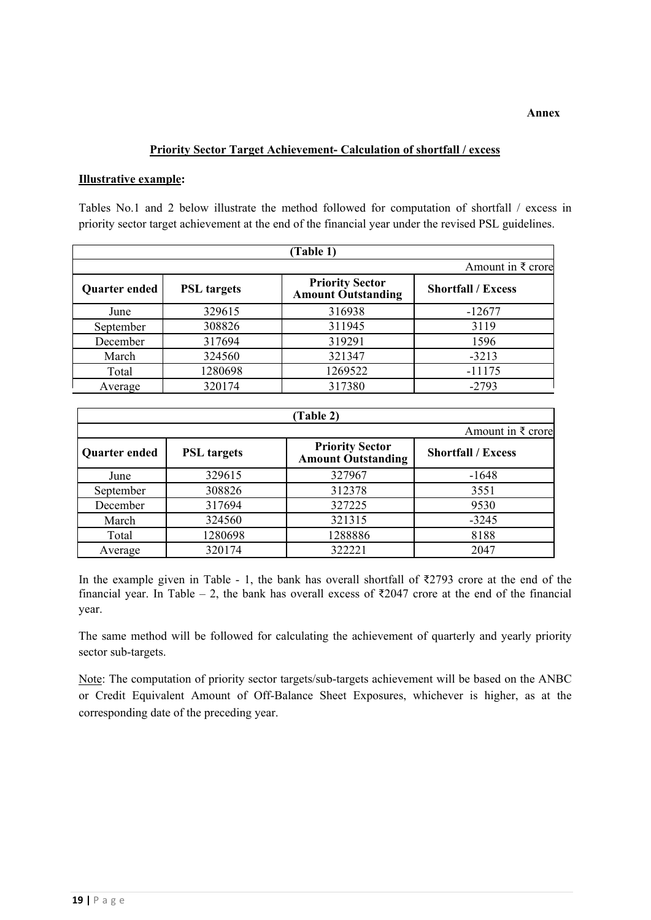**Annex**

## Priority Sector Target Achievement- Calculation of shortfall / excess

**Illustrative example:**

Tables No.1 and 2 below illustrate the method followed for computation of shortfall / excess in priority sector target achievement at the end of the financial year under the revised PSL guidelines.

**(Table 1)**

Amount in ₹ crore

| Quarter ended | PSL targets | Priority Sector Amount Outstanding | Shortfall / Excess |
|---|---|---|---|
| June | 329615 | 316938 | -12677 |
| September | 308826 | 311945 | 3119 |
| December | 317694 | 319291 | 1596 |
| March | 324560 | 321347 | -3213 |
| Total | 1280698 | 1269522 | -11175 |
| Average | 320174 | 317380 | -2793 |

**(Table 2)**

Amount in ₹ crore

| Quarter ended | PSL targets | Priority Sector Amount Outstanding | Shortfall / Excess |
|---|---|---|---|
| June | 329615 | 327967 | -1648 |
| September | 308826 | 312378 | 3551 |
| December | 317694 | 327225 | 9530 |
| March | 324560 | 321315 | -3245 |
| Total | 1280698 | 1288886 | 8188 |
| Average | 320174 | 322221 | 2047 |

In the example given in Table - 1, the bank has overall shortfall of ₹2793 crore at the end of the financial year. In Table – 2, the bank has overall excess of ₹2047 crore at the end of the financial year.

The same method will be followed for calculating the achievement of quarterly and yearly priority sector sub-targets.

Note: The computation of priority sector targets/sub-targets achievement will be based on the ANBC or Credit Equivalent Amount of Off-Balance Sheet Exposures, whichever is higher, as at the corresponding date of the preceding year.